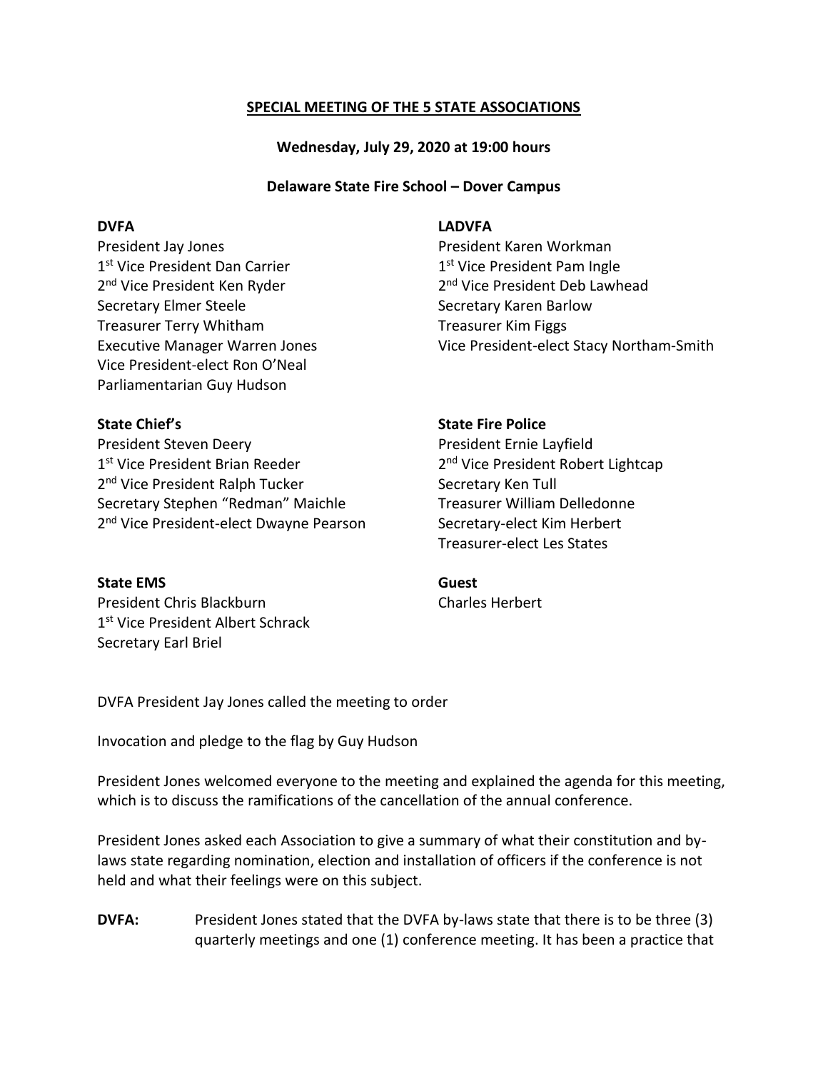**SPECIAL MEETING OF THE 5 STATE ASSOCIATIONS**

**Wednesday, July 29, 2020 at 19:00 hours**

**Delaware State Fire School – Dover Campus**

**DVFA**
President Jay Jones
1st Vice President Dan Carrier
2nd Vice President Ken Ryder
Secretary Elmer Steele
Treasurer Terry Whitham
Executive Manager Warren Jones
Vice President-elect Ron O'Neal
Parliamentarian Guy Hudson

**LADVFA**
President Karen Workman
1st Vice President Pam Ingle
2nd Vice President Deb Lawhead
Secretary Karen Barlow
Treasurer Kim Figgs
Vice President-elect Stacy Northam-Smith

**State Chief's**
President Steven Deery
1st Vice President Brian Reeder
2nd Vice President Ralph Tucker
Secretary Stephen "Redman" Maichle
2nd Vice President-elect Dwayne Pearson

**State Fire Police**
President Ernie Layfield
2nd Vice President Robert Lightcap
Secretary Ken Tull
Treasurer William Delledonne
Secretary-elect Kim Herbert
Treasurer-elect Les States

**State EMS**
President Chris Blackburn
1st Vice President Albert Schrack
Secretary Earl Briel

**Guest**
Charles Herbert

DVFA President Jay Jones called the meeting to order

Invocation and pledge to the flag by Guy Hudson

President Jones welcomed everyone to the meeting and explained the agenda for this meeting, which is to discuss the ramifications of the cancellation of the annual conference.

President Jones asked each Association to give a summary of what their constitution and by-laws state regarding nomination, election and installation of officers if the conference is not held and what their feelings were on this subject.

**DVFA:** President Jones stated that the DVFA by-laws state that there is to be three (3) quarterly meetings and one (1) conference meeting. It has been a practice that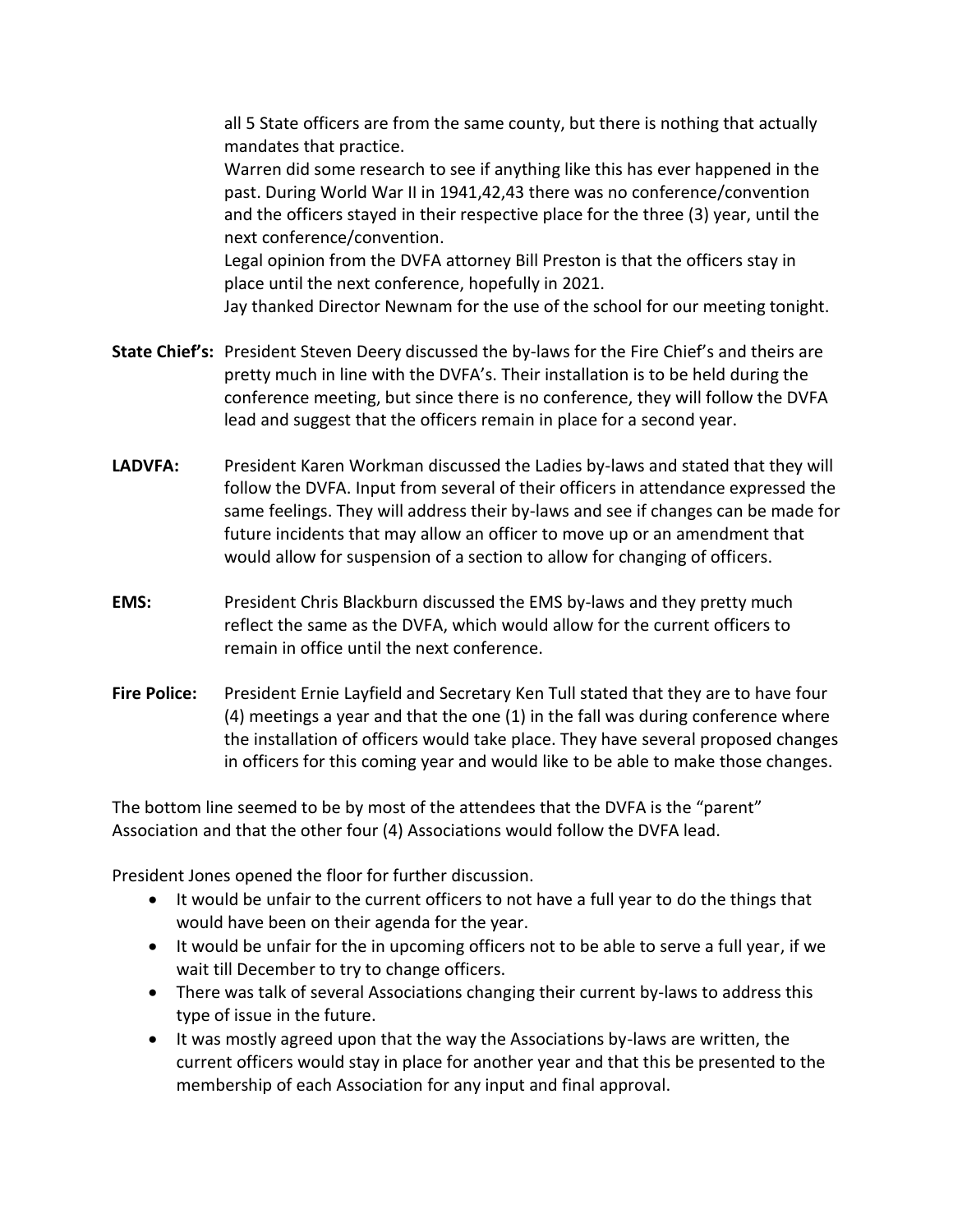all 5 State officers are from the same county, but there is nothing that actually mandates that practice.

Warren did some research to see if anything like this has ever happened in the past. During World War II in 1941,42,43 there was no conference/convention and the officers stayed in their respective place for the three (3) year, until the next conference/convention.

Legal opinion from the DVFA attorney Bill Preston is that the officers stay in place until the next conference, hopefully in 2021.

Jay thanked Director Newnam for the use of the school for our meeting tonight.

**State Chief's:** President Steven Deery discussed the by-laws for the Fire Chief's and theirs are pretty much in line with the DVFA's. Their installation is to be held during the conference meeting, but since there is no conference, they will follow the DVFA lead and suggest that the officers remain in place for a second year.

**LADVFA:** President Karen Workman discussed the Ladies by-laws and stated that they will follow the DVFA. Input from several of their officers in attendance expressed the same feelings. They will address their by-laws and see if changes can be made for future incidents that may allow an officer to move up or an amendment that would allow for suspension of a section to allow for changing of officers.

**EMS:** President Chris Blackburn discussed the EMS by-laws and they pretty much reflect the same as the DVFA, which would allow for the current officers to remain in office until the next conference.

**Fire Police:** President Ernie Layfield and Secretary Ken Tull stated that they are to have four (4) meetings a year and that the one (1) in the fall was during conference where the installation of officers would take place. They have several proposed changes in officers for this coming year and would like to be able to make those changes.

The bottom line seemed to be by most of the attendees that the DVFA is the "parent" Association and that the other four (4) Associations would follow the DVFA lead.

President Jones opened the floor for further discussion.

- It would be unfair to the current officers to not have a full year to do the things that would have been on their agenda for the year.
- It would be unfair for the in upcoming officers not to be able to serve a full year, if we wait till December to try to change officers.
- There was talk of several Associations changing their current by-laws to address this type of issue in the future.
- It was mostly agreed upon that the way the Associations by-laws are written, the current officers would stay in place for another year and that this be presented to the membership of each Association for any input and final approval.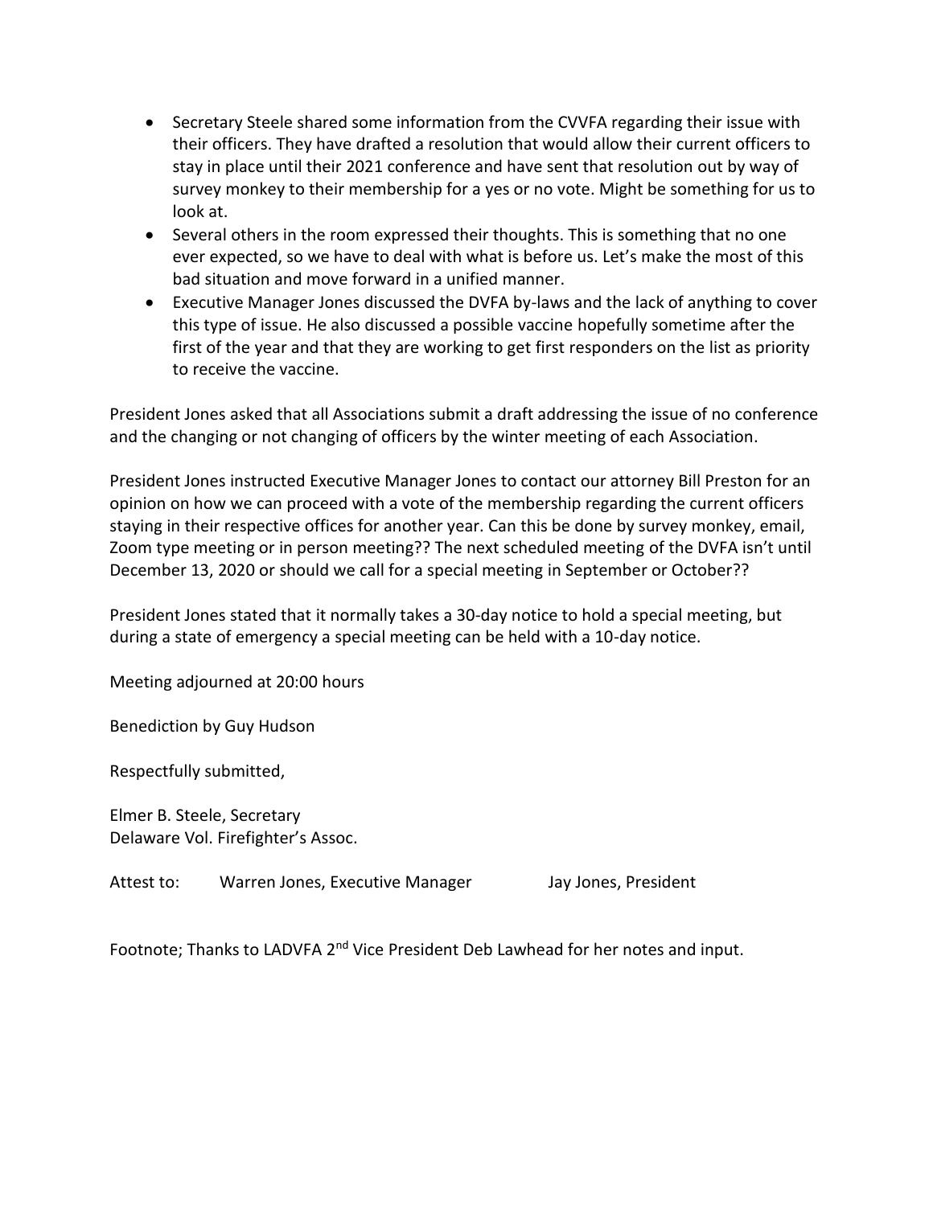- Secretary Steele shared some information from the CVVFA regarding their issue with their officers. They have drafted a resolution that would allow their current officers to stay in place until their 2021 conference and have sent that resolution out by way of survey monkey to their membership for a yes or no vote. Might be something for us to look at.
- Several others in the room expressed their thoughts. This is something that no one ever expected, so we have to deal with what is before us. Let's make the most of this bad situation and move forward in a unified manner.
- Executive Manager Jones discussed the DVFA by-laws and the lack of anything to cover this type of issue. He also discussed a possible vaccine hopefully sometime after the first of the year and that they are working to get first responders on the list as priority to receive the vaccine.

President Jones asked that all Associations submit a draft addressing the issue of no conference and the changing or not changing of officers by the winter meeting of each Association.

President Jones instructed Executive Manager Jones to contact our attorney Bill Preston for an opinion on how we can proceed with a vote of the membership regarding the current officers staying in their respective offices for another year. Can this be done by survey monkey, email, Zoom type meeting or in person meeting?? The next scheduled meeting of the DVFA isn't until December 13, 2020 or should we call for a special meeting in September or October??

President Jones stated that it normally takes a 30-day notice to hold a special meeting, but during a state of emergency a special meeting can be held with a 10-day notice.

Meeting adjourned at 20:00 hours

Benediction by Guy Hudson

Respectfully submitted,

Elmer B. Steele, Secretary
Delaware Vol. Firefighter's Assoc.

Attest to: Warren Jones, Executive Manager Jay Jones, President

Footnote; Thanks to LADVFA 2nd Vice President Deb Lawhead for her notes and input.